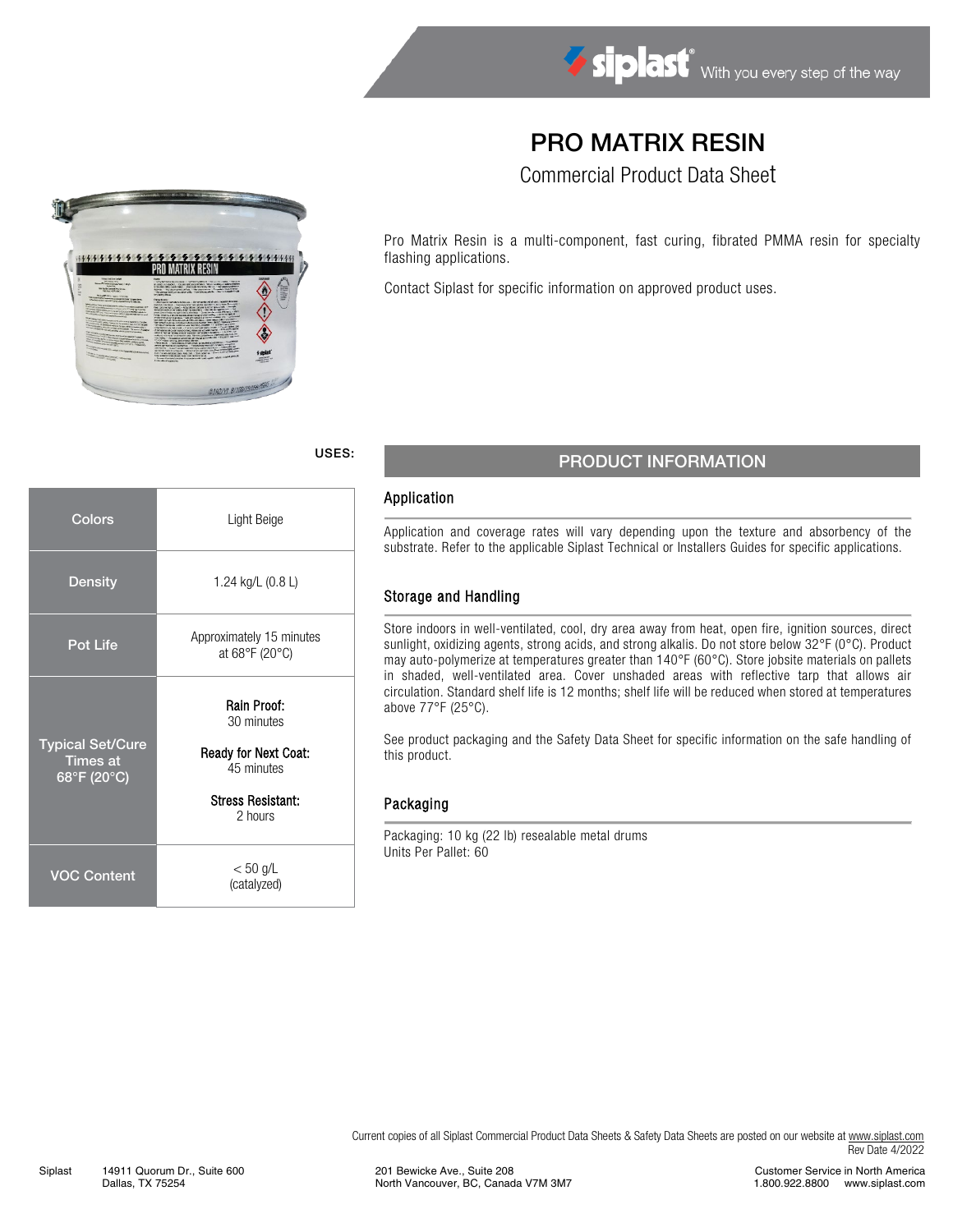# PRO MATRIX RESIN

## Commercial Product Data Sheet

Pro Matrix Resin is a multi-component, fast curing, fibrated PMMA resin for specialty flashing applications.

Contact Siplast for specific information on approved product uses.

USES:

| | |
|---|---|
| Colors | Light Beige |
| Density | 1.24 kg/L (0.8 L) |
| Pot Life | Approximately 15 minutes at 68°F (20°C) |
| Typical Set/Cure Times at 68°F (20°C) | **Rain Proof:** 30 minutes<br>**Ready for Next Coat:** 45 minutes<br>**Stress Resistant:** 2 hours |
| VOC Content | < 50 g/L (catalyzed) |

## PRODUCT INFORMATION

### Application

Application and coverage rates will vary depending upon the texture and absorbency of the substrate. Refer to the applicable Siplast Technical or Installers Guides for specific applications.

### Storage and Handling

Store indoors in well-ventilated, cool, dry area away from heat, open fire, ignition sources, direct sunlight, oxidizing agents, strong acids, and strong alkalis. Do not store below 32°F (0°C). Product may auto-polymerize at temperatures greater than 140°F (60°C). Store jobsite materials on pallets in shaded, well-ventilated area. Cover unshaded areas with reflective tarp that allows air circulation. Standard shelf life is 12 months; shelf life will be reduced when stored at temperatures above 77°F (25°C).

See product packaging and the Safety Data Sheet for specific information on the safe handling of this product.

### Packaging

Packaging: 10 kg (22 lb) resealable metal drums
Units Per Pallet: 60

Current copies of all Siplast Commercial Product Data Sheets & Safety Data Sheets are posted on our website at www.siplast.com
Rev Date 4/2022

Siplast 14911 Quorum Dr., Suite 600 Dallas, TX 75254

201 Bewicke Ave., Suite 208 North Vancouver, BC, Canada V7M 3M7

Customer Service in North America 1.800.922.8800 www.siplast.com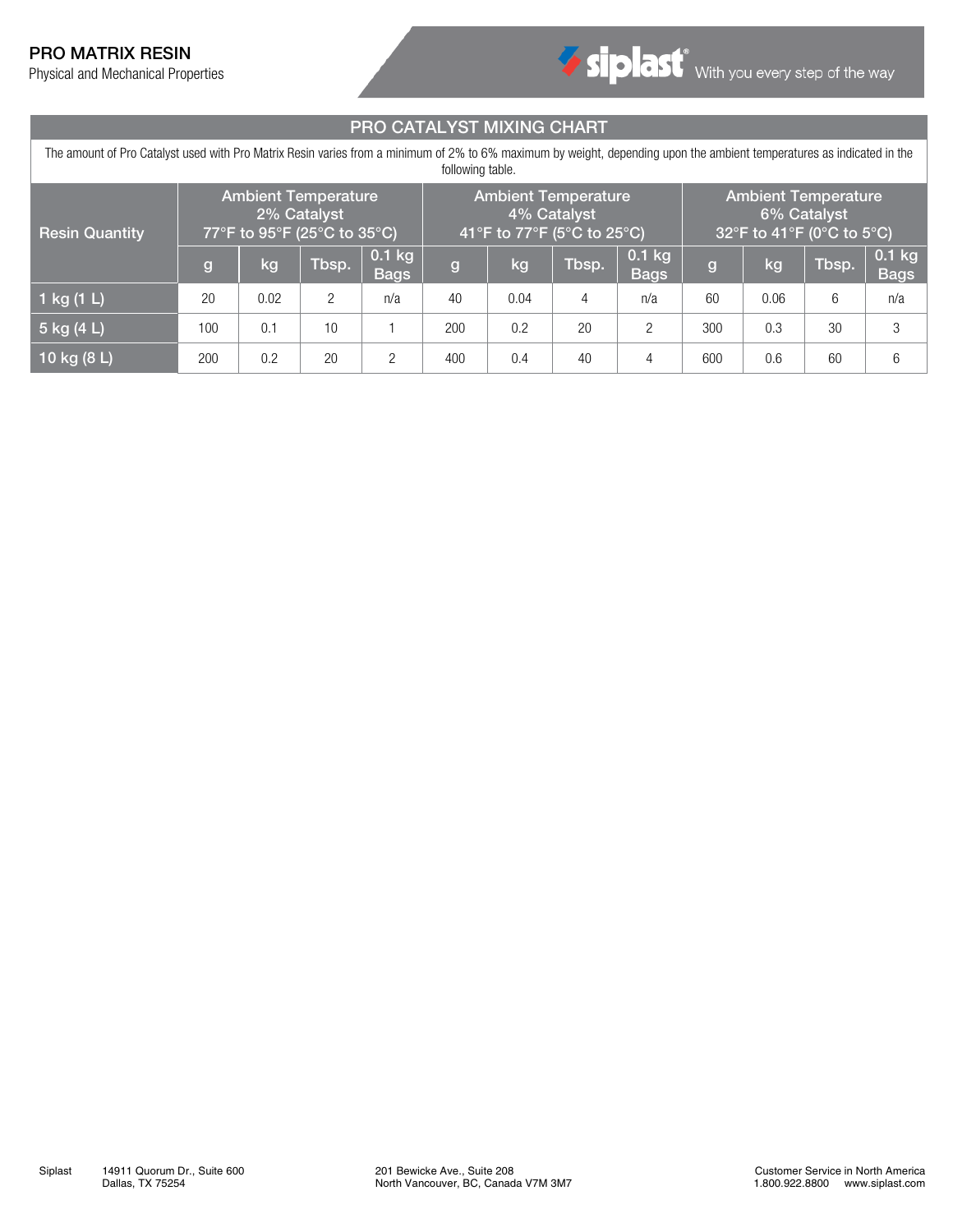## PRO CATALYST MIXING CHART

The amount of Pro Catalyst used with Pro Matrix Resin varies from a minimum of 2% to 6% maximum by weight, depending upon the ambient temperatures as indicated in the following table.

| Resin Quantity | Ambient Temperature 2% Catalyst 77°F to 95°F (25°C to 35°C) | | | | Ambient Temperature 4% Catalyst 41°F to 77°F (5°C to 25°C) | | | | Ambient Temperature 6% Catalyst 32°F to 41°F (0°C to 5°C) | | | |
|---|---|---|---|---|---|---|---|---|---|---|---|---|
| | g | kg | Tbsp. | 0.1 kg Bags | g | kg | Tbsp. | 0.1 kg Bags | g | kg | Tbsp. | 0.1 kg Bags |
| 1 kg (1 L) | 20 | 0.02 | 2 | n/a | 40 | 0.04 | 4 | n/a | 60 | 0.06 | 6 | n/a |
| 5 kg (4 L) | 100 | 0.1 | 10 | 1 | 200 | 0.2 | 20 | 2 | 300 | 0.3 | 30 | 3 |
| 10 kg (8 L) | 200 | 0.2 | 20 | 2 | 400 | 0.4 | 40 | 4 | 600 | 0.6 | 60 | 6 |

Siplast 14911 Quorum Dr., Suite 600
Dallas, TX 75254

201 Bewicke Ave., Suite 208
North Vancouver, BC, Canada V7M 3M7

Customer Service in North America
1.800.922.8800 www.siplast.com